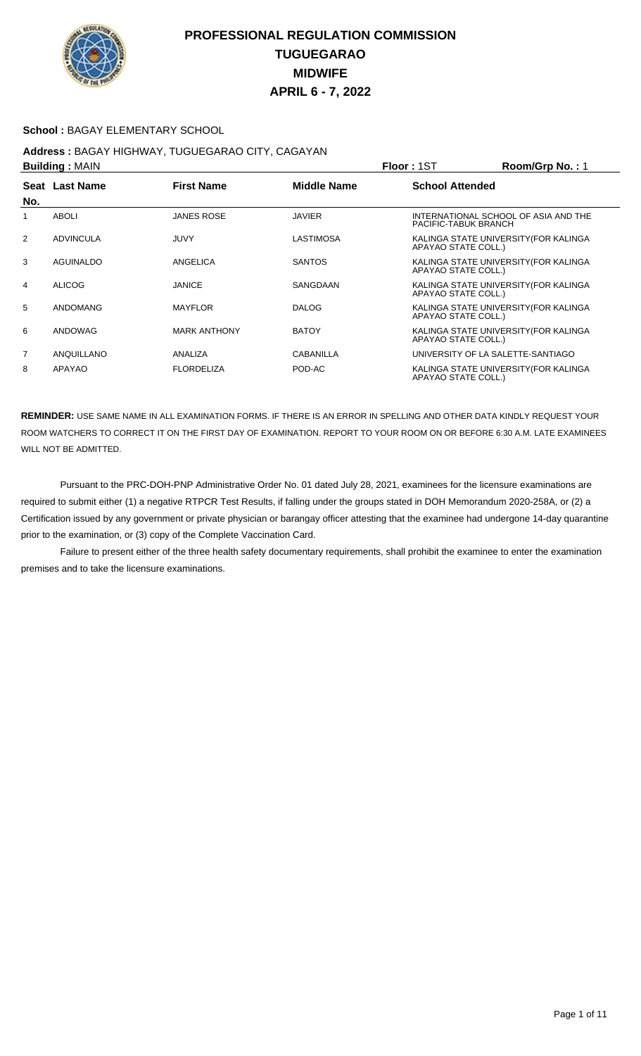# PROFESSIONAL REGULATION COMMISSION
# TUGUEGARAO
# MIDWIFE
# APRIL 6 - 7, 2022

**School :** BAGAY ELEMENTARY SCHOOL

**Address :** BAGAY HIGHWAY, TUGUEGARAO CITY, CAGAYAN

**Building :** MAIN **Floor :** 1ST **Room/Grp No. :** 1

| Seat No. | Last Name | First Name | Middle Name | School Attended |
|---|---|---|---|---|
| 1 | ABOLI | JANES ROSE | JAVIER | INTERNATIONAL SCHOOL OF ASIA AND THE PACIFIC-TABUK BRANCH |
| 2 | ADVINCULA | JUVY | LASTIMOSA | KALINGA STATE UNIVERSITY(FOR KALINGA APAYAO STATE COLL.) |
| 3 | AGUINALDO | ANGELICA | SANTOS | KALINGA STATE UNIVERSITY(FOR KALINGA APAYAO STATE COLL.) |
| 4 | ALICOG | JANICE | SANGDAAN | KALINGA STATE UNIVERSITY(FOR KALINGA APAYAO STATE COLL.) |
| 5 | ANDOMANG | MAYFLOR | DALOG | KALINGA STATE UNIVERSITY(FOR KALINGA APAYAO STATE COLL.) |
| 6 | ANDOWAG | MARK ANTHONY | BATOY | KALINGA STATE UNIVERSITY(FOR KALINGA APAYAO STATE COLL.) |
| 7 | ANQUILLANO | ANALIZA | CABANILLA | UNIVERSITY OF LA SALETTE-SANTIAGO |
| 8 | APAYAO | FLORDELIZA | POD-AC | KALINGA STATE UNIVERSITY(FOR KALINGA APAYAO STATE COLL.) |

**REMINDER:** USE SAME NAME IN ALL EXAMINATION FORMS. IF THERE IS AN ERROR IN SPELLING AND OTHER DATA KINDLY REQUEST YOUR ROOM WATCHERS TO CORRECT IT ON THE FIRST DAY OF EXAMINATION. REPORT TO YOUR ROOM ON OR BEFORE 6:30 A.M. LATE EXAMINEES WILL NOT BE ADMITTED.

Pursuant to the PRC-DOH-PNP Administrative Order No. 01 dated July 28, 2021, examinees for the licensure examinations are required to submit either (1) a negative RTPCR Test Results, if falling under the groups stated in DOH Memorandum 2020-258A, or (2) a Certification issued by any government or private physician or barangay officer attesting that the examinee had undergone 14-day quarantine prior to the examination, or (3) copy of the Complete Vaccination Card.

Failure to present either of the three health safety documentary requirements, shall prohibit the examinee to enter the examination premises and to take the licensure examinations.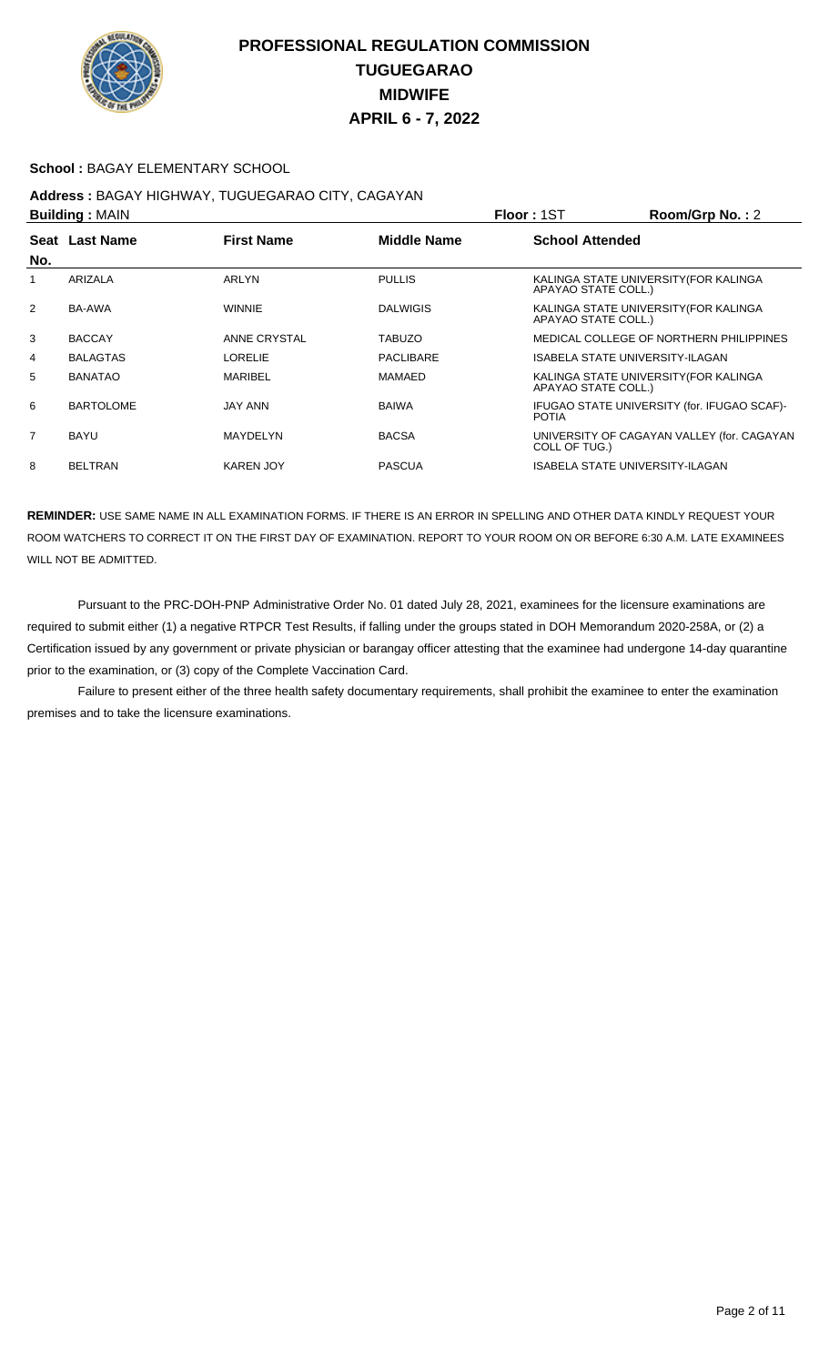# PROFESSIONAL REGULATION COMMISSION
# TUGUEGARAO
# MIDWIFE
# APRIL 6 - 7, 2022

**School :** BAGAY ELEMENTARY SCHOOL

**Address :** BAGAY HIGHWAY, TUGUEGARAO CITY, CAGAYAN

**Building :** MAIN **Floor :** 1ST **Room/Grp No. :** 2

| Seat No. | Last Name | First Name | Middle Name | School Attended |
|---|---|---|---|---|
| 1 | ARIZALA | ARLYN | PULLIS | KALINGA STATE UNIVERSITY(FOR KALINGA APAYAO STATE COLL.) |
| 2 | BA-AWA | WINNIE | DALWIGIS | KALINGA STATE UNIVERSITY(FOR KALINGA APAYAO STATE COLL.) |
| 3 | BACCAY | ANNE CRYSTAL | TABUZO | MEDICAL COLLEGE OF NORTHERN PHILIPPINES |
| 4 | BALAGTAS | LORELIE | PACLIBARE | ISABELA STATE UNIVERSITY-ILAGAN |
| 5 | BANATAO | MARIBEL | MAMAED | KALINGA STATE UNIVERSITY(FOR KALINGA APAYAO STATE COLL.) |
| 6 | BARTOLOME | JAY ANN | BAIWA | IFUGAO STATE UNIVERSITY (for. IFUGAO SCAF)-POTIA |
| 7 | BAYU | MAYDELYN | BACSA | UNIVERSITY OF CAGAYAN VALLEY (for. CAGAYAN COLL OF TUG.) |
| 8 | BELTRAN | KAREN JOY | PASCUA | ISABELA STATE UNIVERSITY-ILAGAN |

**REMINDER:** USE SAME NAME IN ALL EXAMINATION FORMS. IF THERE IS AN ERROR IN SPELLING AND OTHER DATA KINDLY REQUEST YOUR ROOM WATCHERS TO CORRECT IT ON THE FIRST DAY OF EXAMINATION. REPORT TO YOUR ROOM ON OR BEFORE 6:30 A.M. LATE EXAMINEES WILL NOT BE ADMITTED.

Pursuant to the PRC-DOH-PNP Administrative Order No. 01 dated July 28, 2021, examinees for the licensure examinations are required to submit either (1) a negative RTPCR Test Results, if falling under the groups stated in DOH Memorandum 2020-258A, or (2) a Certification issued by any government or private physician or barangay officer attesting that the examinee had undergone 14-day quarantine prior to the examination, or (3) copy of the Complete Vaccination Card.

Failure to present either of the three health safety documentary requirements, shall prohibit the examinee to enter the examination premises and to take the licensure examinations.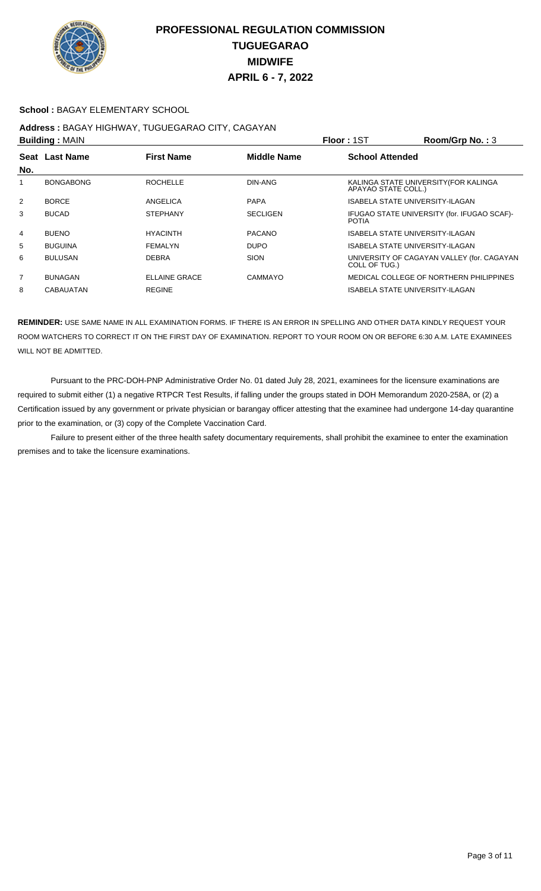# PROFESSIONAL REGULATION COMMISSION
## TUGUEGARAO
## MIDWIFE
## APRIL 6 - 7, 2022

**School :** BAGAY ELEMENTARY SCHOOL

**Address :** BAGAY HIGHWAY, TUGUEGARAO CITY, CAGAYAN

**Building :** MAIN **Floor :** 1ST **Room/Grp No. :** 3

| Seat No. | Last Name | First Name | Middle Name | School Attended |
|---|---|---|---|---|
| 1 | BONGABONG | ROCHELLE | DIN-ANG | KALINGA STATE UNIVERSITY(FOR KALINGA APAYAO STATE COLL.) |
| 2 | BORCE | ANGELICA | PAPA | ISABELA STATE UNIVERSITY-ILAGAN |
| 3 | BUCAD | STEPHANY | SECLIGEN | IFUGAO STATE UNIVERSITY (for. IFUGAO SCAF)-POTIA |
| 4 | BUENO | HYACINTH | PACANO | ISABELA STATE UNIVERSITY-ILAGAN |
| 5 | BUGUINA | FEMALYN | DUPO | ISABELA STATE UNIVERSITY-ILAGAN |
| 6 | BULUSAN | DEBRA | SION | UNIVERSITY OF CAGAYAN VALLEY (for. CAGAYAN COLL OF TUG.) |
| 7 | BUNAGAN | ELLAINE GRACE | CAMMAYO | MEDICAL COLLEGE OF NORTHERN PHILIPPINES |
| 8 | CABAUATAN | REGINE | | ISABELA STATE UNIVERSITY-ILAGAN |

**REMINDER:** USE SAME NAME IN ALL EXAMINATION FORMS. IF THERE IS AN ERROR IN SPELLING AND OTHER DATA KINDLY REQUEST YOUR ROOM WATCHERS TO CORRECT IT ON THE FIRST DAY OF EXAMINATION. REPORT TO YOUR ROOM ON OR BEFORE 6:30 A.M. LATE EXAMINEES WILL NOT BE ADMITTED.

Pursuant to the PRC-DOH-PNP Administrative Order No. 01 dated July 28, 2021, examinees for the licensure examinations are required to submit either (1) a negative RTPCR Test Results, if falling under the groups stated in DOH Memorandum 2020-258A, or (2) a Certification issued by any government or private physician or barangay officer attesting that the examinee had undergone 14-day quarantine prior to the examination, or (3) copy of the Complete Vaccination Card.

Failure to present either of the three health safety documentary requirements, shall prohibit the examinee to enter the examination premises and to take the licensure examinations.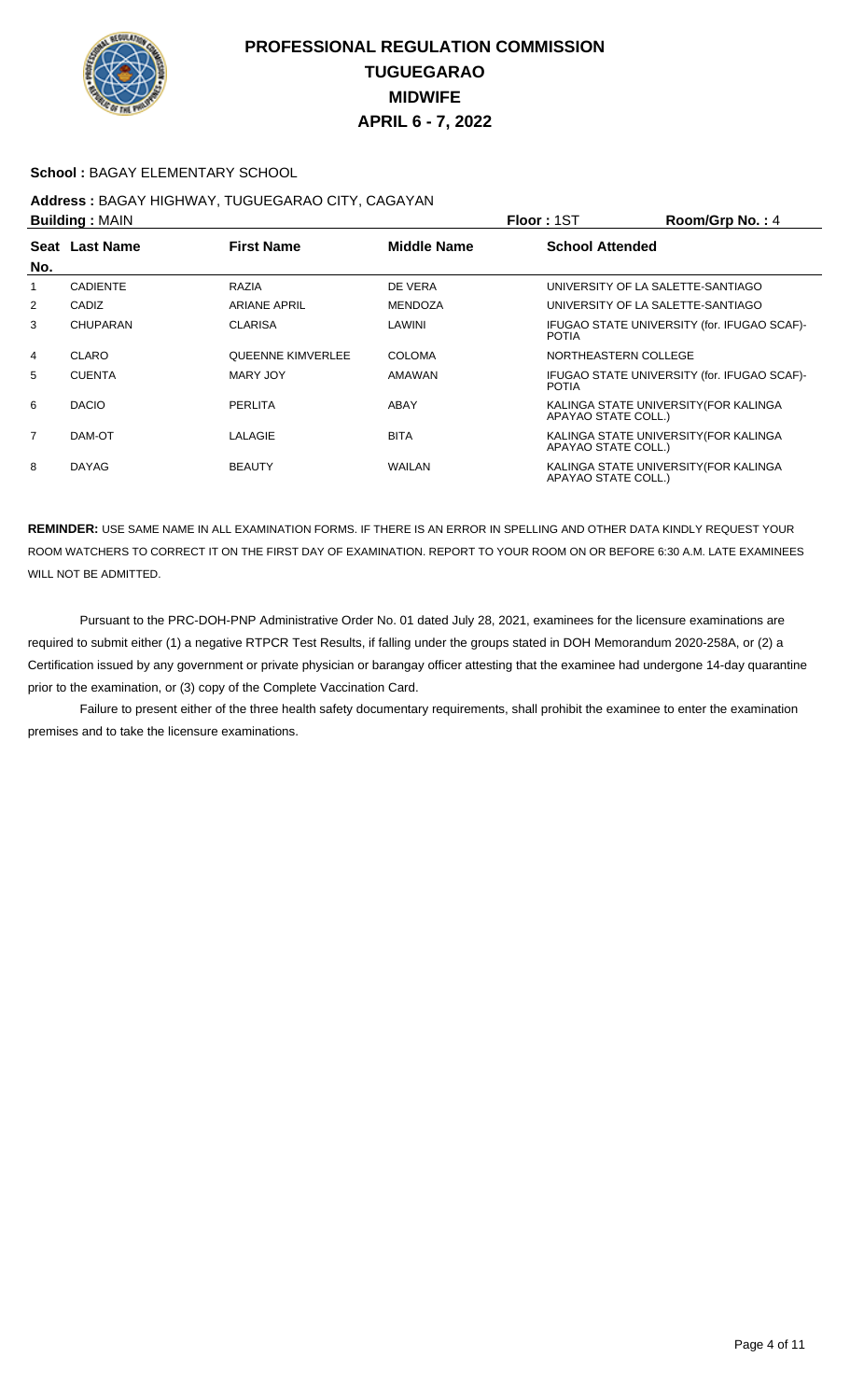# PROFESSIONAL REGULATION COMMISSION
## TUGUEGARAO
## MIDWIFE
## APRIL 6 - 7, 2022

**School :** BAGAY ELEMENTARY SCHOOL

**Address :** BAGAY HIGHWAY, TUGUEGARAO CITY, CAGAYAN

**Building :** MAIN **Floor :** 1ST **Room/Grp No. :** 4

| Seat No. | Last Name | First Name | Middle Name | School Attended |
|---|---|---|---|---|
| 1 | CADIENTE | RAZIA | DE VERA | UNIVERSITY OF LA SALETTE-SANTIAGO |
| 2 | CADIZ | ARIANE APRIL | MENDOZA | UNIVERSITY OF LA SALETTE-SANTIAGO |
| 3 | CHUPARAN | CLARISA | LAWINI | IFUGAO STATE UNIVERSITY (for. IFUGAO SCAF)-POTIA |
| 4 | CLARO | QUEENNE KIMVERLEE | COLOMA | NORTHEASTERN COLLEGE |
| 5 | CUENTA | MARY JOY | AMAWAN | IFUGAO STATE UNIVERSITY (for. IFUGAO SCAF)-POTIA |
| 6 | DACIO | PERLITA | ABAY | KALINGA STATE UNIVERSITY(FOR KALINGA APAYAO STATE COLL.) |
| 7 | DAM-OT | LALAGIE | BITA | KALINGA STATE UNIVERSITY(FOR KALINGA APAYAO STATE COLL.) |
| 8 | DAYAG | BEAUTY | WAILAN | KALINGA STATE UNIVERSITY(FOR KALINGA APAYAO STATE COLL.) |

**REMINDER:** USE SAME NAME IN ALL EXAMINATION FORMS. IF THERE IS AN ERROR IN SPELLING AND OTHER DATA KINDLY REQUEST YOUR ROOM WATCHERS TO CORRECT IT ON THE FIRST DAY OF EXAMINATION. REPORT TO YOUR ROOM ON OR BEFORE 6:30 A.M. LATE EXAMINEES WILL NOT BE ADMITTED.

Pursuant to the PRC-DOH-PNP Administrative Order No. 01 dated July 28, 2021, examinees for the licensure examinations are required to submit either (1) a negative RTPCR Test Results, if falling under the groups stated in DOH Memorandum 2020-258A, or (2) a Certification issued by any government or private physician or barangay officer attesting that the examinee had undergone 14-day quarantine prior to the examination, or (3) copy of the Complete Vaccination Card.

Failure to present either of the three health safety documentary requirements, shall prohibit the examinee to enter the examination premises and to take the licensure examinations.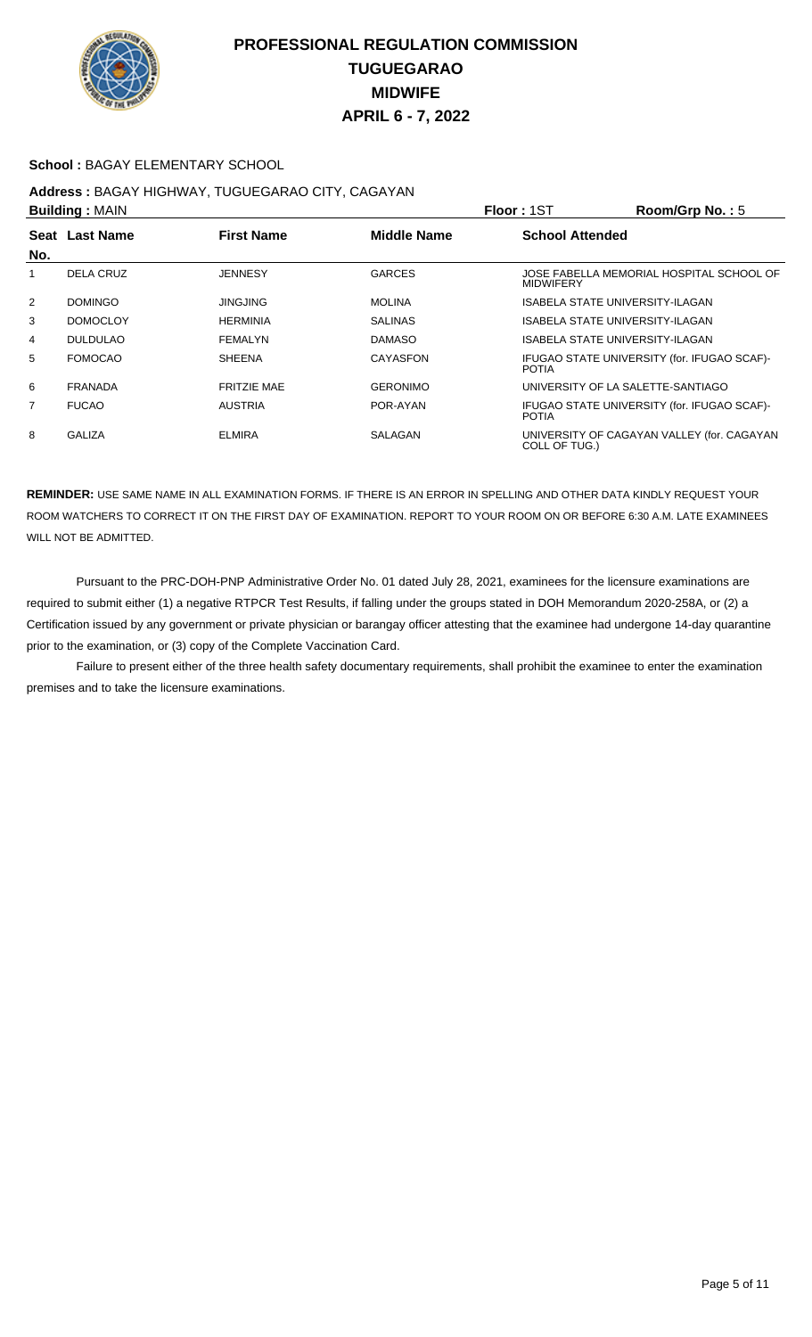# PROFESSIONAL REGULATION COMMISSION
# TUGUEGARAO
# MIDWIFE
# APRIL 6 - 7, 2022

**School :** BAGAY ELEMENTARY SCHOOL

**Address :** BAGAY HIGHWAY, TUGUEGARAO CITY, CAGAYAN

**Building :** MAIN **Floor :** 1ST **Room/Grp No. :** 5

| Seat No. | Last Name | First Name | Middle Name | School Attended |
|---|---|---|---|---|
| 1 | DELA CRUZ | JENNESY | GARCES | JOSE FABELLA MEMORIAL HOSPITAL SCHOOL OF MIDWIFERY |
| 2 | DOMINGO | JINGJING | MOLINA | ISABELA STATE UNIVERSITY-ILAGAN |
| 3 | DOMOCLOY | HERMINIA | SALINAS | ISABELA STATE UNIVERSITY-ILAGAN |
| 4 | DULDULAO | FEMALYN | DAMASO | ISABELA STATE UNIVERSITY-ILAGAN |
| 5 | FOMOCAO | SHEENA | CAYASFON | IFUGAO STATE UNIVERSITY (for. IFUGAO SCAF)-POTIA |
| 6 | FRANADA | FRITZIE MAE | GERONIMO | UNIVERSITY OF LA SALETTE-SANTIAGO |
| 7 | FUCAO | AUSTRIA | POR-AYAN | IFUGAO STATE UNIVERSITY (for. IFUGAO SCAF)-POTIA |
| 8 | GALIZA | ELMIRA | SALAGAN | UNIVERSITY OF CAGAYAN VALLEY (for. CAGAYAN COLL OF TUG.) |

**REMINDER:** USE SAME NAME IN ALL EXAMINATION FORMS. IF THERE IS AN ERROR IN SPELLING AND OTHER DATA KINDLY REQUEST YOUR ROOM WATCHERS TO CORRECT IT ON THE FIRST DAY OF EXAMINATION. REPORT TO YOUR ROOM ON OR BEFORE 6:30 A.M. LATE EXAMINEES WILL NOT BE ADMITTED.

Pursuant to the PRC-DOH-PNP Administrative Order No. 01 dated July 28, 2021, examinees for the licensure examinations are required to submit either (1) a negative RTPCR Test Results, if falling under the groups stated in DOH Memorandum 2020-258A, or (2) a Certification issued by any government or private physician or barangay officer attesting that the examinee had undergone 14-day quarantine prior to the examination, or (3) copy of the Complete Vaccination Card.

Failure to present either of the three health safety documentary requirements, shall prohibit the examinee to enter the examination premises and to take the licensure examinations.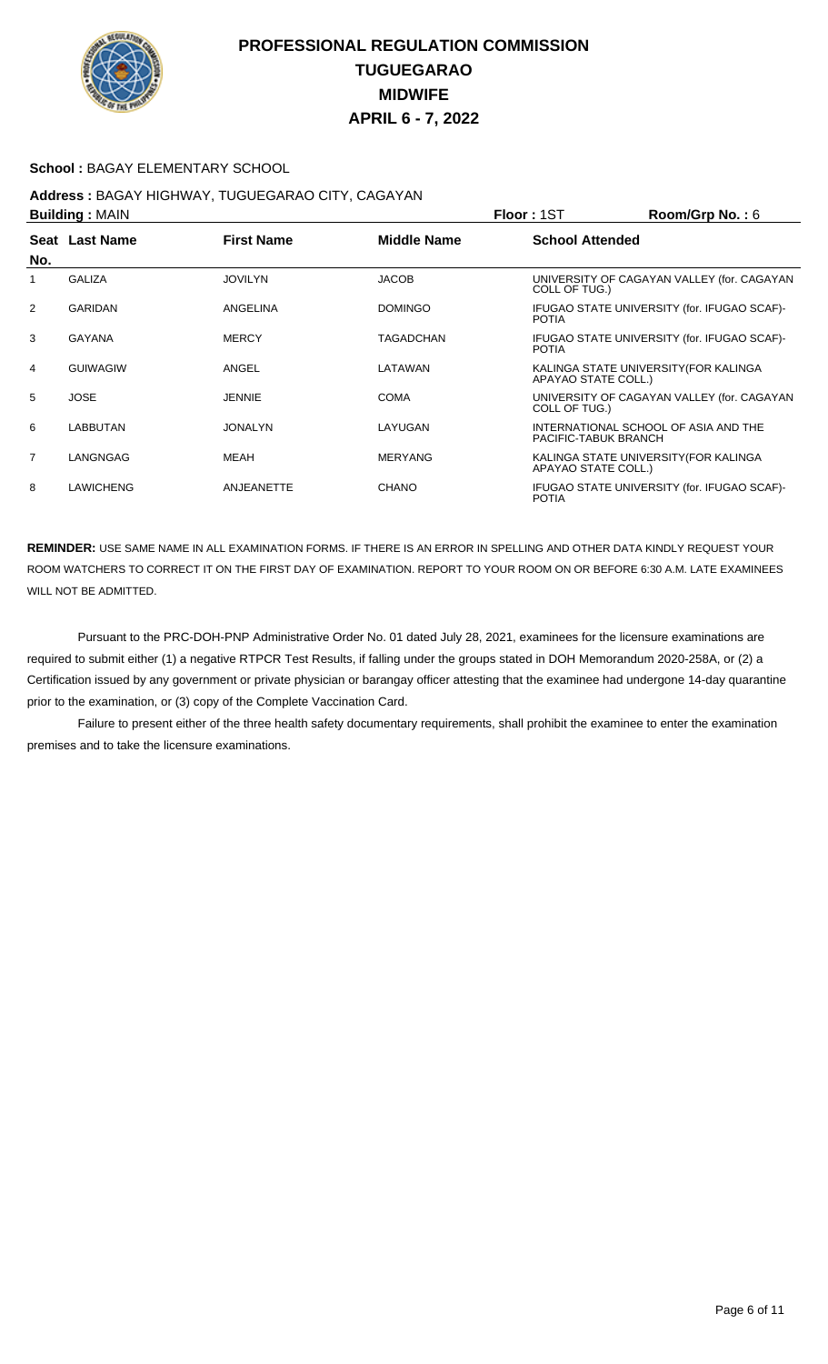# PROFESSIONAL REGULATION COMMISSION
## TUGUEGARAO
## MIDWIFE
## APRIL 6 - 7, 2022

**School :** BAGAY ELEMENTARY SCHOOL

**Address :** BAGAY HIGHWAY, TUGUEGARAO CITY, CAGAYAN

**Building :** MAIN **Floor :** 1ST **Room/Grp No. :** 6

| Seat No. | Last Name | First Name | Middle Name | School Attended |
|---|---|---|---|---|
| 1 | GALIZA | JOVILYN | JACOB | UNIVERSITY OF CAGAYAN VALLEY (for. CAGAYAN COLL OF TUG.) |
| 2 | GARIDAN | ANGELINA | DOMINGO | IFUGAO STATE UNIVERSITY (for. IFUGAO SCAF)-POTIA |
| 3 | GAYANA | MERCY | TAGADCHAN | IFUGAO STATE UNIVERSITY (for. IFUGAO SCAF)-POTIA |
| 4 | GUIWAGIW | ANGEL | LATAWAN | KALINGA STATE UNIVERSITY(FOR KALINGA APAYAO STATE COLL.) |
| 5 | JOSE | JENNIE | COMA | UNIVERSITY OF CAGAYAN VALLEY (for. CAGAYAN COLL OF TUG.) |
| 6 | LABBUTAN | JONALYN | LAYUGAN | INTERNATIONAL SCHOOL OF ASIA AND THE PACIFIC-TABUK BRANCH |
| 7 | LANGNGAG | MEAH | MERYANG | KALINGA STATE UNIVERSITY(FOR KALINGA APAYAO STATE COLL.) |
| 8 | LAWICHENG | ANJEANETTE | CHANO | IFUGAO STATE UNIVERSITY (for. IFUGAO SCAF)-POTIA |

**REMINDER:** USE SAME NAME IN ALL EXAMINATION FORMS. IF THERE IS AN ERROR IN SPELLING AND OTHER DATA KINDLY REQUEST YOUR ROOM WATCHERS TO CORRECT IT ON THE FIRST DAY OF EXAMINATION. REPORT TO YOUR ROOM ON OR BEFORE 6:30 A.M. LATE EXAMINEES WILL NOT BE ADMITTED.

Pursuant to the PRC-DOH-PNP Administrative Order No. 01 dated July 28, 2021, examinees for the licensure examinations are required to submit either (1) a negative RTPCR Test Results, if falling under the groups stated in DOH Memorandum 2020-258A, or (2) a Certification issued by any government or private physician or barangay officer attesting that the examinee had undergone 14-day quarantine prior to the examination, or (3) copy of the Complete Vaccination Card.

Failure to present either of the three health safety documentary requirements, shall prohibit the examinee to enter the examination premises and to take the licensure examinations.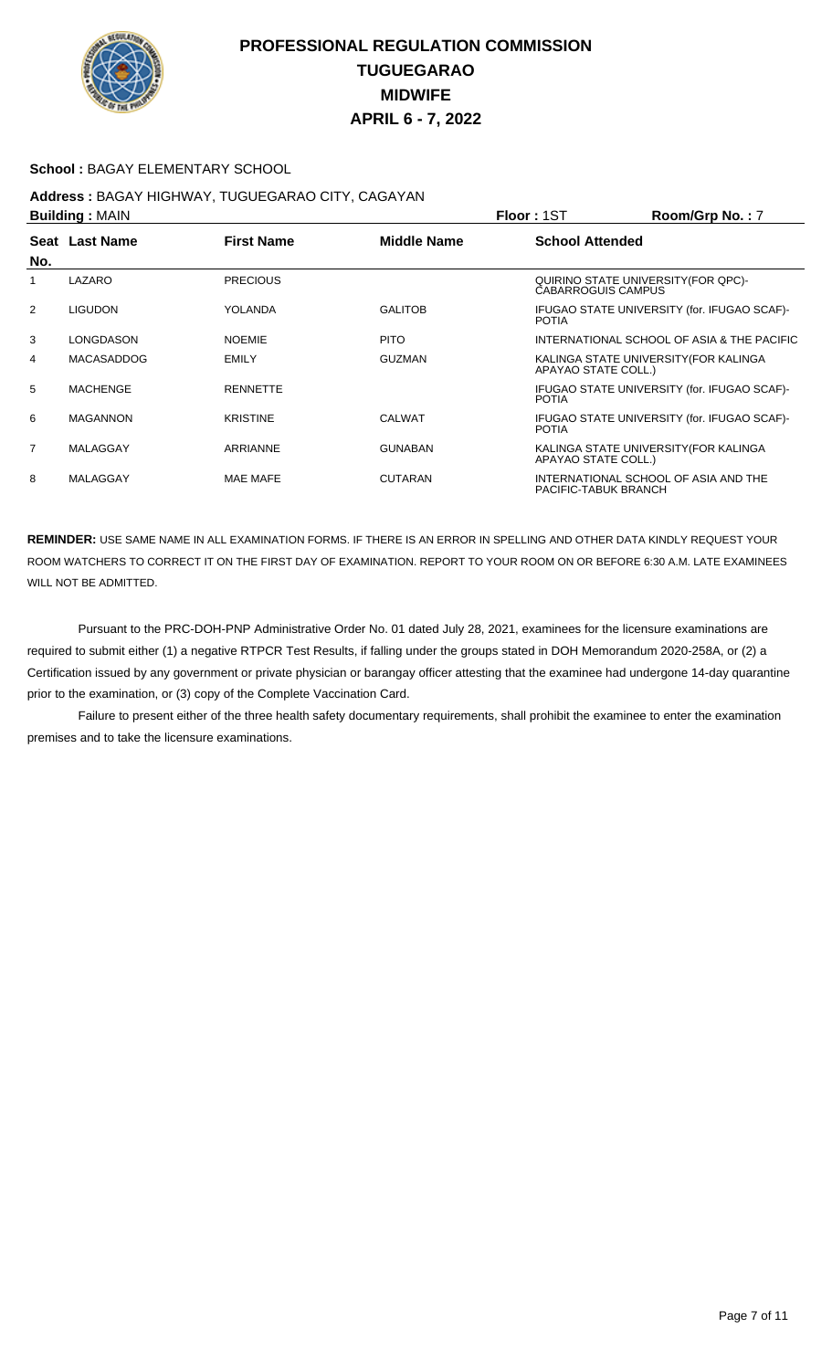# PROFESSIONAL REGULATION COMMISSION
# TUGUEGARAO
# MIDWIFE
# APRIL 6 - 7, 2022

**School :** BAGAY ELEMENTARY SCHOOL

**Address :** BAGAY HIGHWAY, TUGUEGARAO CITY, CAGAYAN

**Building :** MAIN **Floor :** 1ST **Room/Grp No. :** 7

| Seat No. | Last Name | First Name | Middle Name | School Attended |
|---|---|---|---|---|
| 1 | LAZARO | PRECIOUS | | QUIRINO STATE UNIVERSITY(FOR QPC)-CABARROGUIS CAMPUS |
| 2 | LIGUDON | YOLANDA | GALITOB | IFUGAO STATE UNIVERSITY (for. IFUGAO SCAF)-POTIA |
| 3 | LONGDASON | NOEMIE | PITO | INTERNATIONAL SCHOOL OF ASIA & THE PACIFIC |
| 4 | MACASADDOG | EMILY | GUZMAN | KALINGA STATE UNIVERSITY(FOR KALINGA APAYAO STATE COLL.) |
| 5 | MACHENGE | RENNETTE | | IFUGAO STATE UNIVERSITY (for. IFUGAO SCAF)-POTIA |
| 6 | MAGANNON | KRISTINE | CALWAT | IFUGAO STATE UNIVERSITY (for. IFUGAO SCAF)-POTIA |
| 7 | MALAGGAY | ARRIANNE | GUNABAN | KALINGA STATE UNIVERSITY(FOR KALINGA APAYAO STATE COLL.) |
| 8 | MALAGGAY | MAE MAFE | CUTARAN | INTERNATIONAL SCHOOL OF ASIA AND THE PACIFIC-TABUK BRANCH |

**REMINDER:** USE SAME NAME IN ALL EXAMINATION FORMS. IF THERE IS AN ERROR IN SPELLING AND OTHER DATA KINDLY REQUEST YOUR ROOM WATCHERS TO CORRECT IT ON THE FIRST DAY OF EXAMINATION. REPORT TO YOUR ROOM ON OR BEFORE 6:30 A.M. LATE EXAMINEES WILL NOT BE ADMITTED.

Pursuant to the PRC-DOH-PNP Administrative Order No. 01 dated July 28, 2021, examinees for the licensure examinations are required to submit either (1) a negative RTPCR Test Results, if falling under the groups stated in DOH Memorandum 2020-258A, or (2) a Certification issued by any government or private physician or barangay officer attesting that the examinee had undergone 14-day quarantine prior to the examination, or (3) copy of the Complete Vaccination Card.

Failure to present either of the three health safety documentary requirements, shall prohibit the examinee to enter the examination premises and to take the licensure examinations.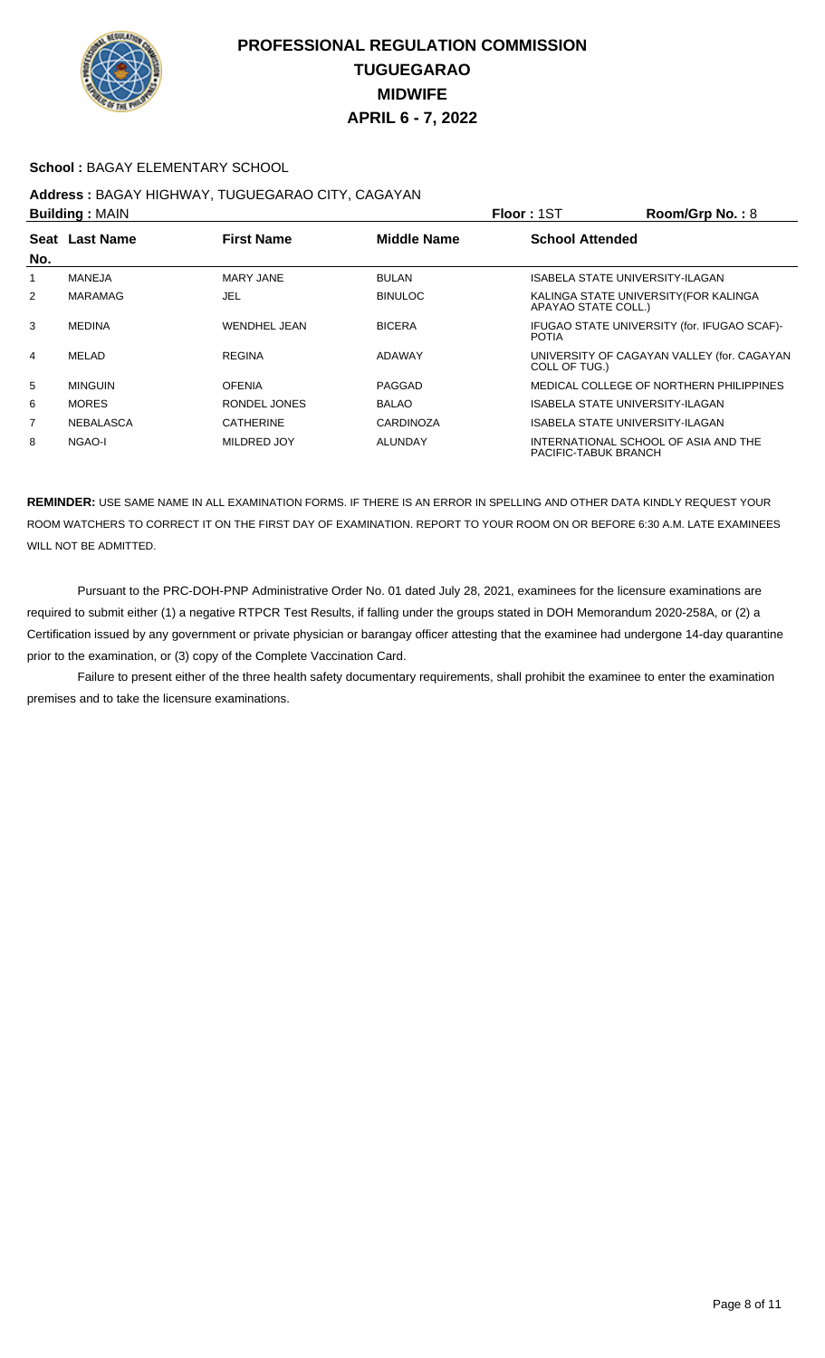# PROFESSIONAL REGULATION COMMISSION
# TUGUEGARAO
# MIDWIFE
# APRIL 6 - 7, 2022

**School :** BAGAY ELEMENTARY SCHOOL

**Address :** BAGAY HIGHWAY, TUGUEGARAO CITY, CAGAYAN

**Building :** MAIN **Floor :** 1ST **Room/Grp No. :** 8

| Seat No. | Last Name | First Name | Middle Name | School Attended |
|---|---|---|---|---|
| 1 | MANEJA | MARY JANE | BULAN | ISABELA STATE UNIVERSITY-ILAGAN |
| 2 | MARAMAG | JEL | BINULOC | KALINGA STATE UNIVERSITY(FOR KALINGA APAYAO STATE COLL.) |
| 3 | MEDINA | WENDHEL JEAN | BICERA | IFUGAO STATE UNIVERSITY (for. IFUGAO SCAF)-POTIA |
| 4 | MELAD | REGINA | ADAWAY | UNIVERSITY OF CAGAYAN VALLEY (for. CAGAYAN COLL OF TUG.) |
| 5 | MINGUIN | OFENIA | PAGGAD | MEDICAL COLLEGE OF NORTHERN PHILIPPINES |
| 6 | MORES | RONDEL JONES | BALAO | ISABELA STATE UNIVERSITY-ILAGAN |
| 7 | NEBALASCA | CATHERINE | CARDINOZA | ISABELA STATE UNIVERSITY-ILAGAN |
| 8 | NGAO-I | MILDRED JOY | ALUNDAY | INTERNATIONAL SCHOOL OF ASIA AND THE PACIFIC-TABUK BRANCH |

**REMINDER:** USE SAME NAME IN ALL EXAMINATION FORMS. IF THERE IS AN ERROR IN SPELLING AND OTHER DATA KINDLY REQUEST YOUR ROOM WATCHERS TO CORRECT IT ON THE FIRST DAY OF EXAMINATION. REPORT TO YOUR ROOM ON OR BEFORE 6:30 A.M. LATE EXAMINEES WILL NOT BE ADMITTED.

Pursuant to the PRC-DOH-PNP Administrative Order No. 01 dated July 28, 2021, examinees for the licensure examinations are required to submit either (1) a negative RTPCR Test Results, if falling under the groups stated in DOH Memorandum 2020-258A, or (2) a Certification issued by any government or private physician or barangay officer attesting that the examinee had undergone 14-day quarantine prior to the examination, or (3) copy of the Complete Vaccination Card.

Failure to present either of the three health safety documentary requirements, shall prohibit the examinee to enter the examination premises and to take the licensure examinations.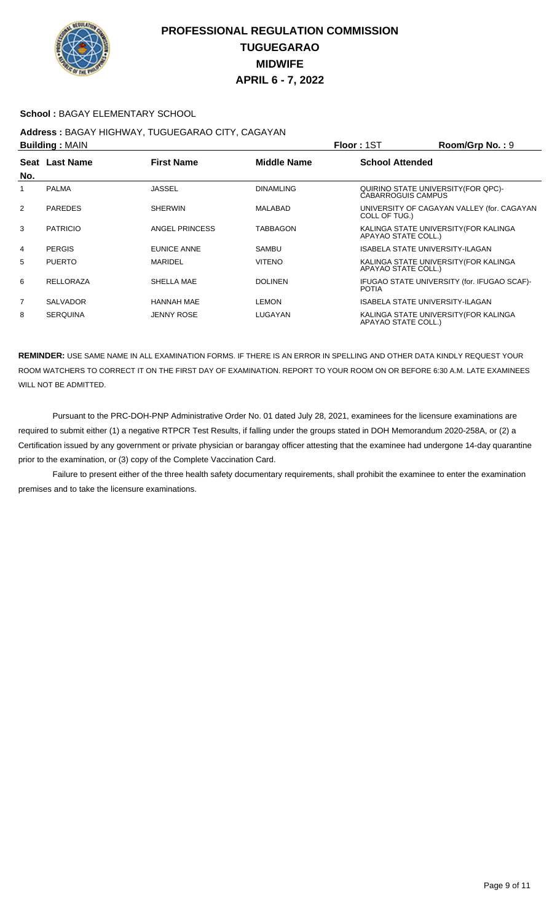# PROFESSIONAL REGULATION COMMISSION
# TUGUEGARAO
# MIDWIFE
# APRIL 6 - 7, 2022

**School :** BAGAY ELEMENTARY SCHOOL

**Address :** BAGAY HIGHWAY, TUGUEGARAO CITY, CAGAYAN

**Building :** MAIN **Floor :** 1ST **Room/Grp No. :** 9

| Seat No. | Last Name | First Name | Middle Name | School Attended |
|---|---|---|---|---|
| 1 | PALMA | JASSEL | DINAMLING | QUIRINO STATE UNIVERSITY(FOR QPC)-CABARROGUIS CAMPUS |
| 2 | PAREDES | SHERWIN | MALABAD | UNIVERSITY OF CAGAYAN VALLEY (for. CAGAYAN COLL OF TUG.) |
| 3 | PATRICIO | ANGEL PRINCESS | TABBAGON | KALINGA STATE UNIVERSITY(FOR KALINGA APAYAO STATE COLL.) |
| 4 | PERGIS | EUNICE ANNE | SAMBU | ISABELA STATE UNIVERSITY-ILAGAN |
| 5 | PUERTO | MARIDEL | VITENO | KALINGA STATE UNIVERSITY(FOR KALINGA APAYAO STATE COLL.) |
| 6 | RELLORAZA | SHELLA MAE | DOLINEN | IFUGAO STATE UNIVERSITY (for. IFUGAO SCAF)-POTIA |
| 7 | SALVADOR | HANNAH MAE | LEMON | ISABELA STATE UNIVERSITY-ILAGAN |
| 8 | SERQUINA | JENNY ROSE | LUGAYAN | KALINGA STATE UNIVERSITY(FOR KALINGA APAYAO STATE COLL.) |

**REMINDER:** USE SAME NAME IN ALL EXAMINATION FORMS. IF THERE IS AN ERROR IN SPELLING AND OTHER DATA KINDLY REQUEST YOUR ROOM WATCHERS TO CORRECT IT ON THE FIRST DAY OF EXAMINATION. REPORT TO YOUR ROOM ON OR BEFORE 6:30 A.M. LATE EXAMINEES WILL NOT BE ADMITTED.

Pursuant to the PRC-DOH-PNP Administrative Order No. 01 dated July 28, 2021, examinees for the licensure examinations are required to submit either (1) a negative RTPCR Test Results, if falling under the groups stated in DOH Memorandum 2020-258A, or (2) a Certification issued by any government or private physician or barangay officer attesting that the examinee had undergone 14-day quarantine prior to the examination, or (3) copy of the Complete Vaccination Card.

Failure to present either of the three health safety documentary requirements, shall prohibit the examinee to enter the examination premises and to take the licensure examinations.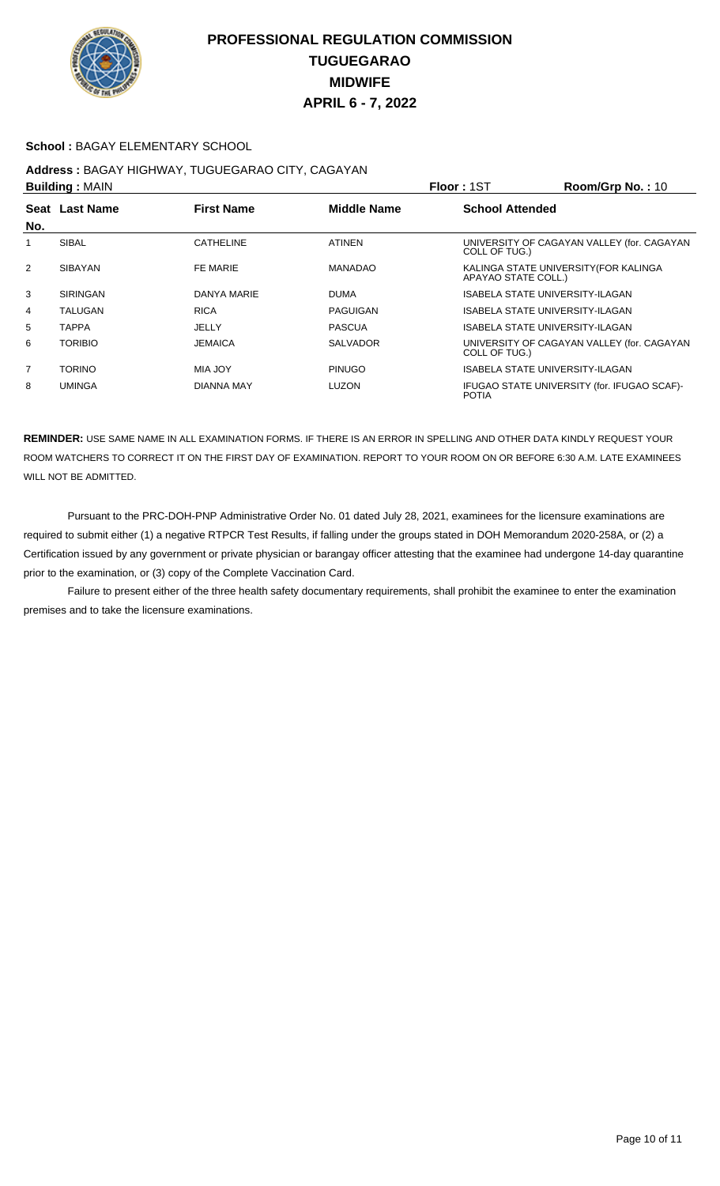# PROFESSIONAL REGULATION COMMISSION
## TUGUEGARAO
## MIDWIFE
## APRIL 6 - 7, 2022

**School :** BAGAY ELEMENTARY SCHOOL

**Address :** BAGAY HIGHWAY, TUGUEGARAO CITY, CAGAYAN

**Building :** MAIN　　**Floor :** 1ST　　**Room/Grp No. :** 10

| Seat No. | Last Name | First Name | Middle Name | School Attended |
|---|---|---|---|---|
| 1 | SIBAL | CATHELINE | ATINEN | UNIVERSITY OF CAGAYAN VALLEY (for. CAGAYAN COLL OF TUG.) |
| 2 | SIBAYAN | FE MARIE | MANADAO | KALINGA STATE UNIVERSITY(FOR KALINGA APAYAO STATE COLL.) |
| 3 | SIRINGAN | DANYA MARIE | DUMA | ISABELA STATE UNIVERSITY-ILAGAN |
| 4 | TALUGAN | RICA | PAGUIGAN | ISABELA STATE UNIVERSITY-ILAGAN |
| 5 | TAPPA | JELLY | PASCUA | ISABELA STATE UNIVERSITY-ILAGAN |
| 6 | TORIBIO | JEMAICA | SALVADOR | UNIVERSITY OF CAGAYAN VALLEY (for. CAGAYAN COLL OF TUG.) |
| 7 | TORINO | MIA JOY | PINUGO | ISABELA STATE UNIVERSITY-ILAGAN |
| 8 | UMINGA | DIANNA MAY | LUZON | IFUGAO STATE UNIVERSITY (for. IFUGAO SCAF)-POTIA |

**REMINDER:** USE SAME NAME IN ALL EXAMINATION FORMS. IF THERE IS AN ERROR IN SPELLING AND OTHER DATA KINDLY REQUEST YOUR ROOM WATCHERS TO CORRECT IT ON THE FIRST DAY OF EXAMINATION. REPORT TO YOUR ROOM ON OR BEFORE 6:30 A.M. LATE EXAMINEES WILL NOT BE ADMITTED.

Pursuant to the PRC-DOH-PNP Administrative Order No. 01 dated July 28, 2021, examinees for the licensure examinations are required to submit either (1) a negative RTPCR Test Results, if falling under the groups stated in DOH Memorandum 2020-258A, or (2) a Certification issued by any government or private physician or barangay officer attesting that the examinee had undergone 14-day quarantine prior to the examination, or (3) copy of the Complete Vaccination Card.

Failure to present either of the three health safety documentary requirements, shall prohibit the examinee to enter the examination premises and to take the licensure examinations.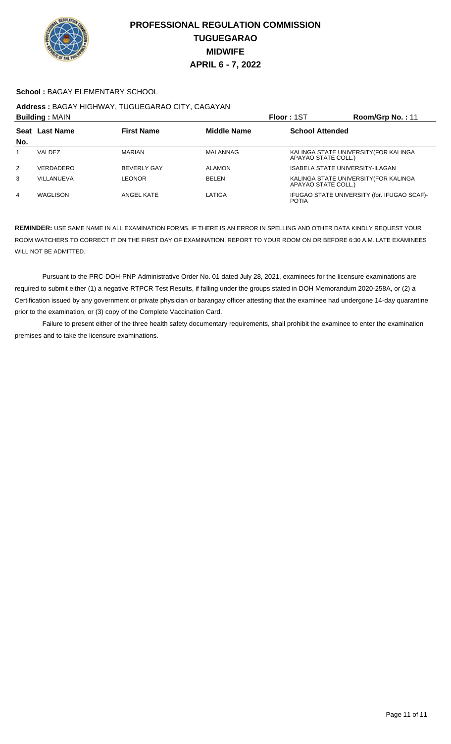# PROFESSIONAL REGULATION COMMISSION
## TUGUEGARAO
## MIDWIFE
## APRIL 6 - 7, 2022

**School :** BAGAY ELEMENTARY SCHOOL

**Address :** BAGAY HIGHWAY, TUGUEGARAO CITY, CAGAYAN

**Building :** MAIN **Floor :** 1ST **Room/Grp No. :** 11

| Seat No. | Last Name | First Name | Middle Name | School Attended |
|---|---|---|---|---|
| 1 | VALDEZ | MARIAN | MALANNAG | KALINGA STATE UNIVERSITY(FOR KALINGA APAYAO STATE COLL.) |
| 2 | VERDADERO | BEVERLY GAY | ALAMON | ISABELA STATE UNIVERSITY-ILAGAN |
| 3 | VILLANUEVA | LEONOR | BELEN | KALINGA STATE UNIVERSITY(FOR KALINGA APAYAO STATE COLL.) |
| 4 | WAGLISON | ANGEL KATE | LATIGA | IFUGAO STATE UNIVERSITY (for. IFUGAO SCAF)-POTIA |

**REMINDER:** USE SAME NAME IN ALL EXAMINATION FORMS. IF THERE IS AN ERROR IN SPELLING AND OTHER DATA KINDLY REQUEST YOUR ROOM WATCHERS TO CORRECT IT ON THE FIRST DAY OF EXAMINATION. REPORT TO YOUR ROOM ON OR BEFORE 6:30 A.M. LATE EXAMINEES WILL NOT BE ADMITTED.

Pursuant to the PRC-DOH-PNP Administrative Order No. 01 dated July 28, 2021, examinees for the licensure examinations are required to submit either (1) a negative RTPCR Test Results, if falling under the groups stated in DOH Memorandum 2020-258A, or (2) a Certification issued by any government or private physician or barangay officer attesting that the examinee had undergone 14-day quarantine prior to the examination, or (3) copy of the Complete Vaccination Card.

Failure to present either of the three health safety documentary requirements, shall prohibit the examinee to enter the examination premises and to take the licensure examinations.